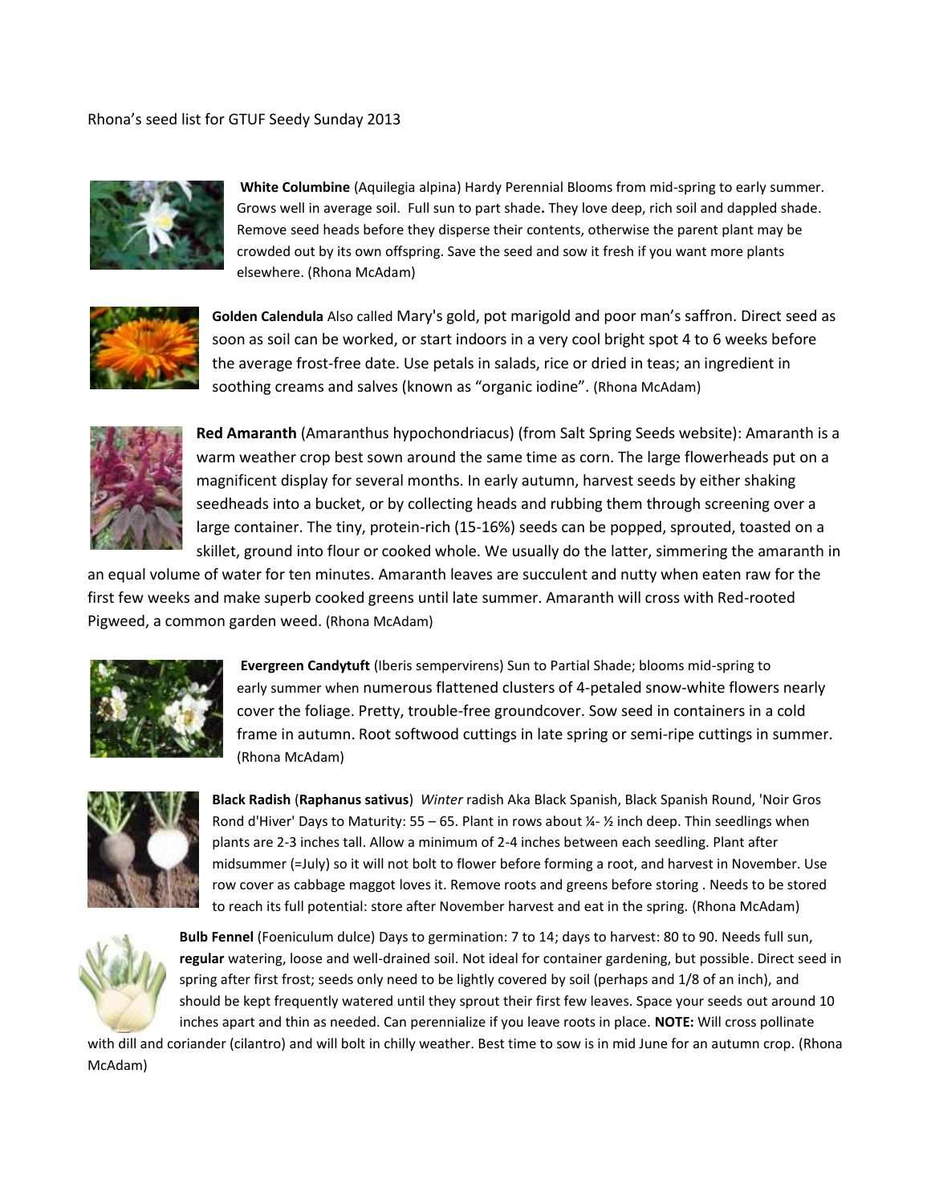Rhona's seed list for GTUF Seedy Sunday 2013

**White Columbine** (Aquilegia alpina) Hardy Perennial Blooms from mid-spring to early summer. Grows well in average soil. Full sun to part shade**.** They love deep, rich soil and dappled shade. Remove seed heads before they disperse their contents, otherwise the parent plant may be crowded out by its own offspring. Save the seed and sow it fresh if you want more plants elsewhere. (Rhona McAdam)

**Golden Calendula** Also called Mary's gold, pot marigold and poor man's saffron. Direct seed as soon as soil can be worked, or start indoors in a very cool bright spot 4 to 6 weeks before the average frost-free date. Use petals in salads, rice or dried in teas; an ingredient in soothing creams and salves (known as "organic iodine". (Rhona McAdam)

**Red Amaranth** (Amaranthus hypochondriacus) (from Salt Spring Seeds website): Amaranth is a warm weather crop best sown around the same time as corn. The large flowerheads put on a magnificent display for several months. In early autumn, harvest seeds by either shaking seedheads into a bucket, or by collecting heads and rubbing them through screening over a large container. The tiny, protein-rich (15-16%) seeds can be popped, sprouted, toasted on a skillet, ground into flour or cooked whole. We usually do the latter, simmering the amaranth in an equal volume of water for ten minutes. Amaranth leaves are succulent and nutty when eaten raw for the first few weeks and make superb cooked greens until late summer. Amaranth will cross with Red-rooted Pigweed, a common garden weed. (Rhona McAdam)

**Evergreen Candytuft** (Iberis sempervirens) Sun to Partial Shade; blooms mid-spring to early summer when numerous flattened clusters of 4-petaled snow-white flowers nearly cover the foliage. Pretty, trouble-free groundcover. Sow seed in containers in a cold frame in autumn. Root softwood cuttings in late spring or semi-ripe cuttings in summer. (Rhona McAdam)

**Black Radish** (**Raphanus sativus**) *Winter* radish Aka Black Spanish, Black Spanish Round, 'Noir Gros Rond d'Hiver' Days to Maturity: 55 – 65. Plant in rows about ¼- ½ inch deep. Thin seedlings when plants are 2-3 inches tall. Allow a minimum of 2-4 inches between each seedling. Plant after midsummer (=July) so it will not bolt to flower before forming a root, and harvest in November. Use row cover as cabbage maggot loves it. Remove roots and greens before storing . Needs to be stored to reach its full potential: store after November harvest and eat in the spring. (Rhona McAdam)

**Bulb Fennel** (Foeniculum dulce) Days to germination: 7 to 14; days to harvest: 80 to 90. Needs full sun, **regular** watering, loose and well-drained soil. Not ideal for container gardening, but possible. Direct seed in spring after first frost; seeds only need to be lightly covered by soil (perhaps and 1/8 of an inch), and should be kept frequently watered until they sprout their first few leaves. Space your seeds out around 10 inches apart and thin as needed. Can perennialize if you leave roots in place. **NOTE:** Will cross pollinate with dill and coriander (cilantro) and will bolt in chilly weather. Best time to sow is in mid June for an autumn crop. (Rhona McAdam)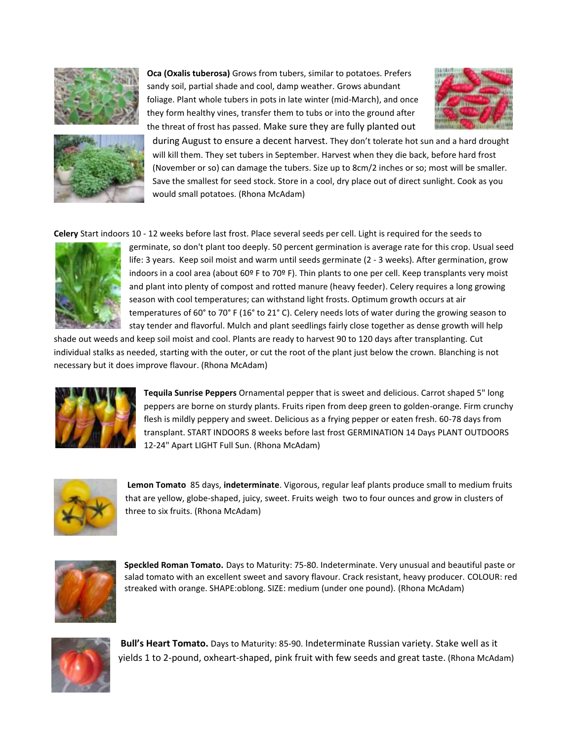**Oca (Oxalis tuberosa)** Grows from tubers, similar to potatoes. Prefers sandy soil, partial shade and cool, damp weather. Grows abundant foliage. Plant whole tubers in pots in late winter (mid-March), and once they form healthy vines, transfer them to tubs or into the ground after the threat of frost has passed. Make sure they are fully planted out during August to ensure a decent harvest. They don't tolerate hot sun and a hard drought will kill them. They set tubers in September. Harvest when they die back, before hard frost (November or so) can damage the tubers. Size up to 8cm/2 inches or so; most will be smaller. Save the smallest for seed stock. Store in a cool, dry place out of direct sunlight. Cook as you would small potatoes. (Rhona McAdam)

**Celery** Start indoors 10 - 12 weeks before last frost. Place several seeds per cell. Light is required for the seeds to germinate, so don't plant too deeply. 50 percent germination is average rate for this crop. Usual seed life: 3 years. Keep soil moist and warm until seeds germinate (2 - 3 weeks). After germination, grow indoors in a cool area (about 60º F to 70º F). Thin plants to one per cell. Keep transplants very moist and plant into plenty of compost and rotted manure (heavy feeder). Celery requires a long growing season with cool temperatures; can withstand light frosts. Optimum growth occurs at air temperatures of 60° to 70° F (16° to 21° C). Celery needs lots of water during the growing season to stay tender and flavorful. Mulch and plant seedlings fairly close together as dense growth will help shade out weeds and keep soil moist and cool. Plants are ready to harvest 90 to 120 days after transplanting. Cut individual stalks as needed, starting with the outer, or cut the root of the plant just below the crown. Blanching is not necessary but it does improve flavour. (Rhona McAdam)

**Tequila Sunrise Peppers** Ornamental pepper that is sweet and delicious. Carrot shaped 5" long peppers are borne on sturdy plants. Fruits ripen from deep green to golden-orange. Firm crunchy flesh is mildly peppery and sweet. Delicious as a frying pepper or eaten fresh. 60-78 days from transplant. START INDOORS 8 weeks before last frost GERMINATION 14 Days PLANT OUTDOORS 12-24" Apart LIGHT Full Sun. (Rhona McAdam)

**Lemon Tomato** 85 days, **indeterminate**. Vigorous, regular leaf plants produce small to medium fruits that are yellow, globe-shaped, juicy, sweet. Fruits weigh two to four ounces and grow in clusters of three to six fruits. (Rhona McAdam)

**Speckled Roman Tomato.** Days to Maturity: 75-80. Indeterminate. Very unusual and beautiful paste or salad tomato with an excellent sweet and savory flavour. Crack resistant, heavy producer. COLOUR: red streaked with orange. SHAPE:oblong. SIZE: medium (under one pound). (Rhona McAdam)

**Bull's Heart Tomato.** Days to Maturity: 85-90. Indeterminate Russian variety. Stake well as it yields 1 to 2-pound, oxheart-shaped, pink fruit with few seeds and great taste. (Rhona McAdam)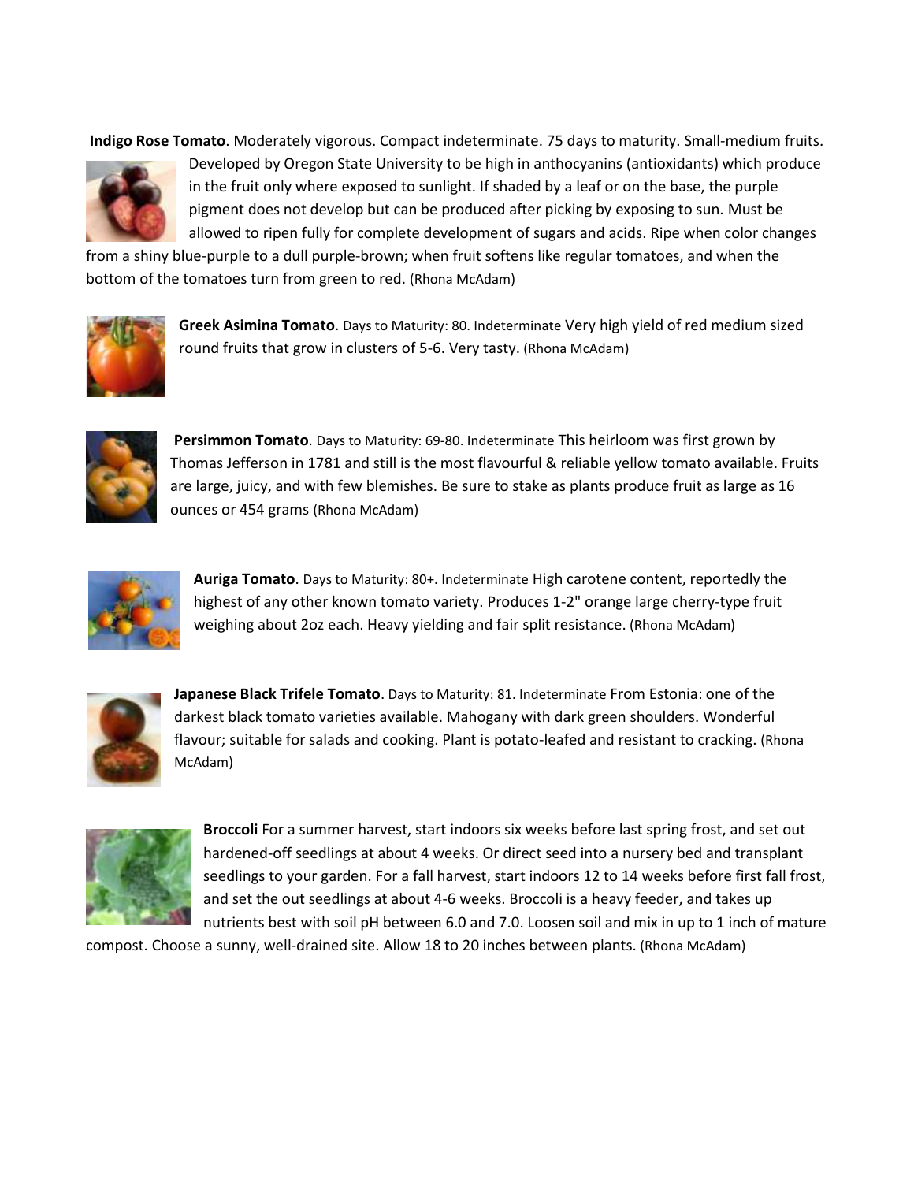**Indigo Rose Tomato**. Moderately vigorous. Compact indeterminate. 75 days to maturity. Small-medium fruits. Developed by Oregon State University to be high in anthocyanins (antioxidants) which produce in the fruit only where exposed to sunlight. If shaded by a leaf or on the base, the purple pigment does not develop but can be produced after picking by exposing to sun. Must be allowed to ripen fully for complete development of sugars and acids. Ripe when color changes from a shiny blue-purple to a dull purple-brown; when fruit softens like regular tomatoes, and when the bottom of the tomatoes turn from green to red. (Rhona McAdam)

**Greek Asimina Tomato**. Days to Maturity: 80. Indeterminate Very high yield of red medium sized round fruits that grow in clusters of 5-6. Very tasty. (Rhona McAdam)

**Persimmon Tomato**. Days to Maturity: 69-80. Indeterminate This heirloom was first grown by Thomas Jefferson in 1781 and still is the most flavourful & reliable yellow tomato available. Fruits are large, juicy, and with few blemishes. Be sure to stake as plants produce fruit as large as 16 ounces or 454 grams (Rhona McAdam)

**Auriga Tomato**. Days to Maturity: 80+. Indeterminate High carotene content, reportedly the highest of any other known tomato variety. Produces 1-2" orange large cherry-type fruit weighing about 2oz each. Heavy yielding and fair split resistance. (Rhona McAdam)

**Japanese Black Trifele Tomato**. Days to Maturity: 81. Indeterminate From Estonia: one of the darkest black tomato varieties available. Mahogany with dark green shoulders. Wonderful flavour; suitable for salads and cooking. Plant is potato-leafed and resistant to cracking. (Rhona McAdam)

**Broccoli** For a summer harvest, start indoors six weeks before last spring frost, and set out hardened-off seedlings at about 4 weeks. Or direct seed into a nursery bed and transplant seedlings to your garden. For a fall harvest, start indoors 12 to 14 weeks before first fall frost, and set the out seedlings at about 4-6 weeks. Broccoli is a heavy feeder, and takes up nutrients best with soil pH between 6.0 and 7.0. Loosen soil and mix in up to 1 inch of mature compost. Choose a sunny, well-drained site. Allow 18 to 20 inches between plants. (Rhona McAdam)